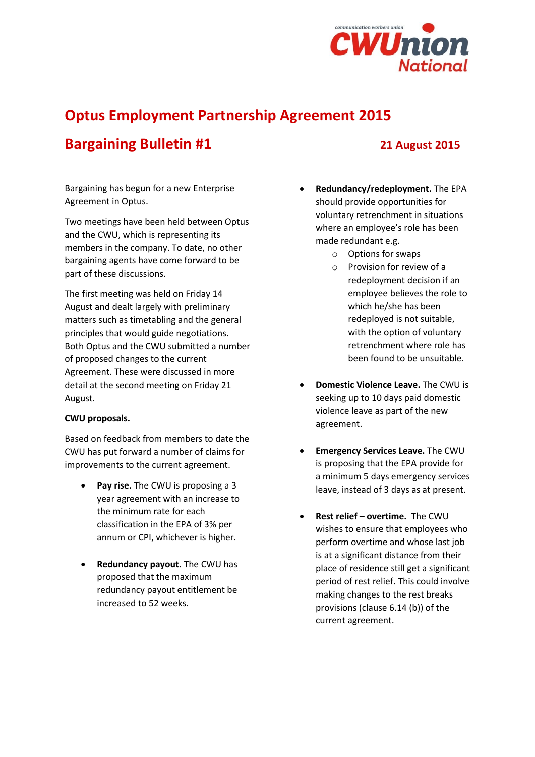# Optus Employment Partnership Agreement 2015

## Bargaining Bulletin #1

**21 August 2015**

Bargaining has begun for a new Enterprise Agreement in Optus.

Two meetings have been held between Optus and the CWU, which is representing its members in the company. To date, no other bargaining agents have come forward to be part of these discussions.

The first meeting was held on Friday 14 August and dealt largely with preliminary matters such as timetabling and the general principles that would guide negotiations. Both Optus and the CWU submitted a number of proposed changes to the current Agreement. These were discussed in more detail at the second meeting on Friday 21 August.

**CWU proposals.**

Based on feedback from members to date the CWU has put forward a number of claims for improvements to the current agreement.

- **Pay rise.** The CWU is proposing a 3 year agreement with an increase to the minimum rate for each classification in the EPA of 3% per annum or CPI, whichever is higher.
- **Redundancy payout.** The CWU has proposed that the maximum redundancy payout entitlement be increased to 52 weeks.
- **Redundancy/redeployment.** The EPA should provide opportunities for voluntary retrenchment in situations where an employee's role has been made redundant e.g.
  - Options for swaps
  - Provision for review of a redeployment decision if an employee believes the role to which he/she has been redeployed is not suitable, with the option of voluntary retrenchment where role has been found to be unsuitable.
- **Domestic Violence Leave.** The CWU is seeking up to 10 days paid domestic violence leave as part of the new agreement.
- **Emergency Services Leave.** The CWU is proposing that the EPA provide for a minimum 5 days emergency services leave, instead of 3 days as at present.
- **Rest relief – overtime.** The CWU wishes to ensure that employees who perform overtime and whose last job is at a significant distance from their place of residence still get a significant period of rest relief. This could involve making changes to the rest breaks provisions (clause 6.14 (b)) of the current agreement.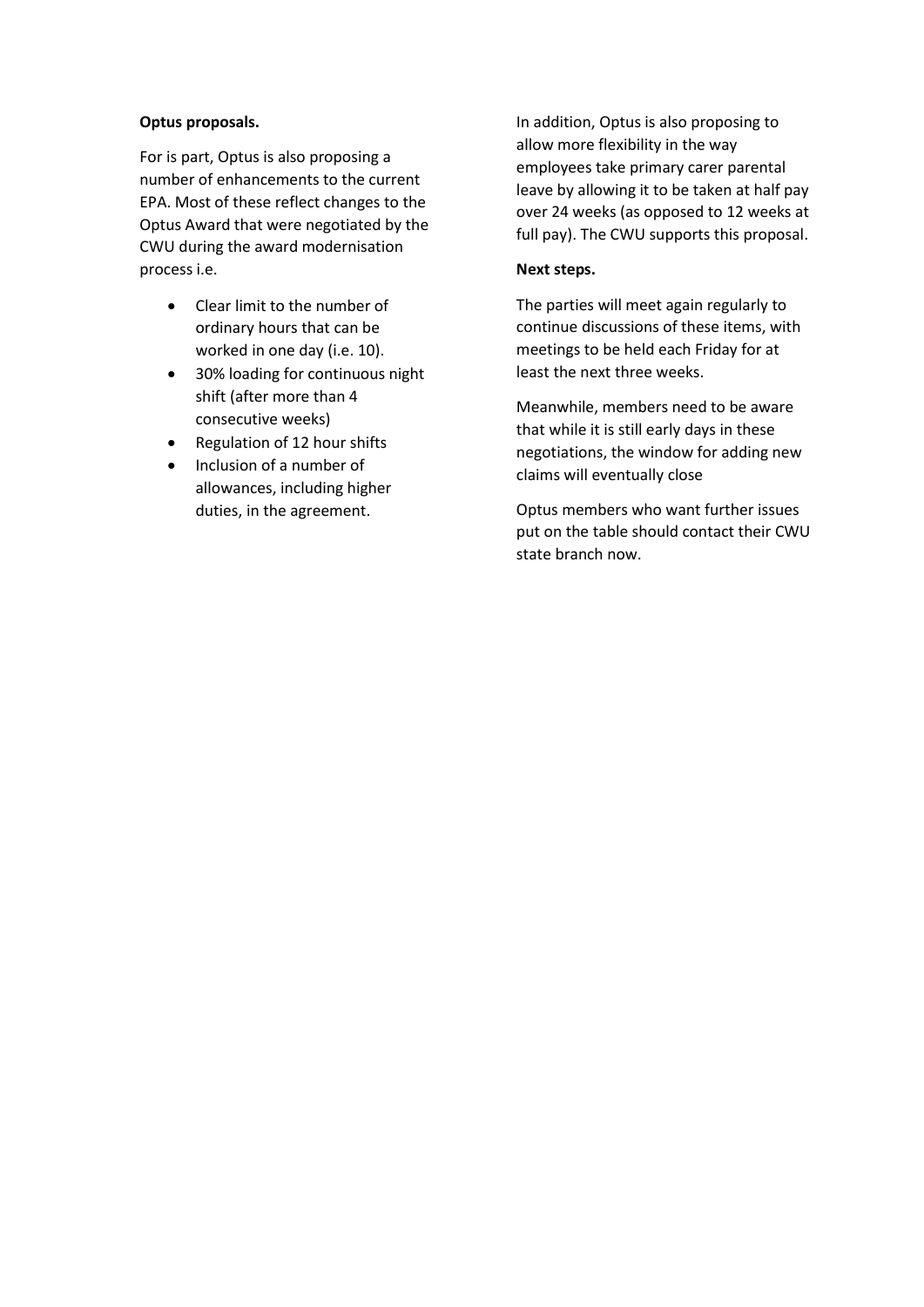**Optus proposals.**

For is part, Optus is also proposing a number of enhancements to the current EPA. Most of these reflect changes to the Optus Award that were negotiated by the CWU during the award modernisation process i.e.

- Clear limit to the number of ordinary hours that can be worked in one day (i.e. 10).
- 30% loading for continuous night shift (after more than 4 consecutive weeks)
- Regulation of 12 hour shifts
- Inclusion of a number of allowances, including higher duties, in the agreement.

In addition, Optus is also proposing to allow more flexibility in the way employees take primary carer parental leave by allowing it to be taken at half pay over 24 weeks (as opposed to 12 weeks at full pay). The CWU supports this proposal.

**Next steps.**

The parties will meet again regularly to continue discussions of these items, with meetings to be held each Friday for at least the next three weeks.

Meanwhile, members need to be aware that while it is still early days in these negotiations, the window for adding new claims will eventually close

Optus members who want further issues put on the table should contact their CWU state branch now.